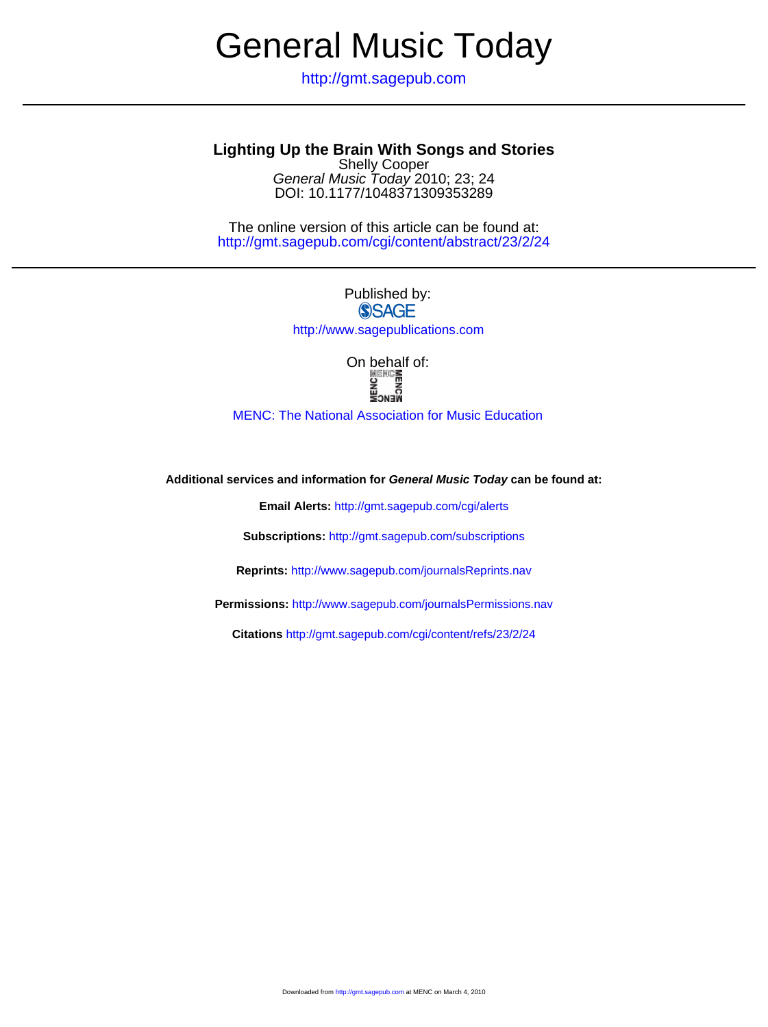# General Music Today

http://gmt.sagepub.com

---

## Lighting Up the Brain With Songs and Stories

Shelly Cooper
*General Music Today* 2010; 23; 24
DOI: 10.1177/1048371309353289

The online version of this article can be found at:
http://gmt.sagepub.com/cgi/content/abstract/23/2/24

---

Published by:
SAGE
http://www.sagepublications.com

On behalf of:
MENC

MENC: The National Association for Music Education

**Additional services and information for *General Music Today* can be found at:**

**Email Alerts:** http://gmt.sagepub.com/cgi/alerts

**Subscriptions:** http://gmt.sagepub.com/subscriptions

**Reprints:** http://www.sagepub.com/journalsReprints.nav

**Permissions:** http://www.sagepub.com/journalsPermissions.nav

**Citations** http://gmt.sagepub.com/cgi/content/refs/23/2/24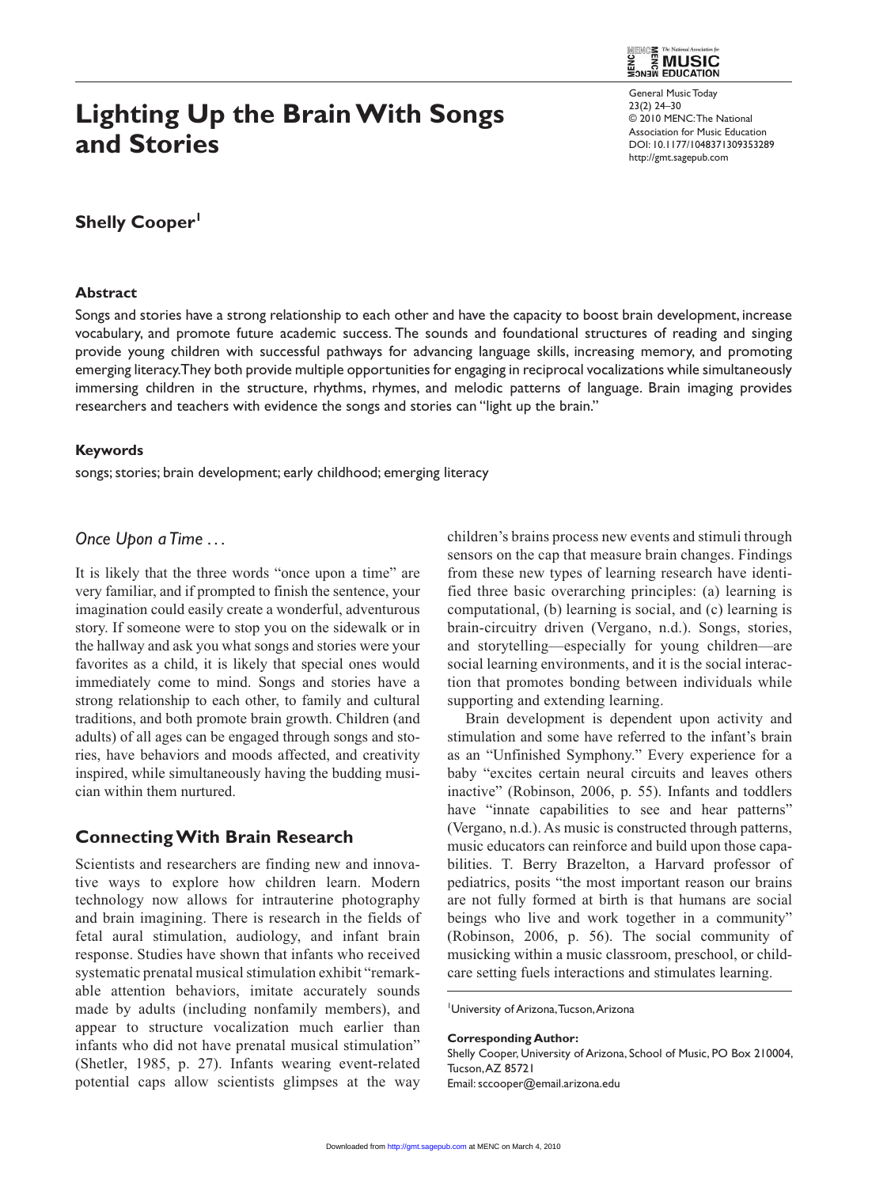# Lighting Up the Brain With Songs and Stories

**Shelly Cooper**[1]

### Abstract

Songs and stories have a strong relationship to each other and have the capacity to boost brain development, increase vocabulary, and promote future academic success. The sounds and foundational structures of reading and singing provide young children with successful pathways for advancing language skills, increasing memory, and promoting emerging literacy. They both provide multiple opportunities for engaging in reciprocal vocalizations while simultaneously immersing children in the structure, rhythms, rhymes, and melodic patterns of language. Brain imaging provides researchers and teachers with evidence the songs and stories can "light up the brain."

### Keywords

songs; stories; brain development; early childhood; emerging literacy

## *Once Upon a Time . . .*

It is likely that the three words "once upon a time" are very familiar, and if prompted to finish the sentence, your imagination could easily create a wonderful, adventurous story. If someone were to stop you on the sidewalk or in the hallway and ask you what songs and stories were your favorites as a child, it is likely that special ones would immediately come to mind. Songs and stories have a strong relationship to each other, to family and cultural traditions, and both promote brain growth. Children (and adults) of all ages can be engaged through songs and stories, have behaviors and moods affected, and creativity inspired, while simultaneously having the budding musician within them nurtured.

## Connecting With Brain Research

Scientists and researchers are finding new and innovative ways to explore how children learn. Modern technology now allows for intrauterine photography and brain imagining. There is research in the fields of fetal aural stimulation, audiology, and infant brain response. Studies have shown that infants who received systematic prenatal musical stimulation exhibit "remarkable attention behaviors, imitate accurately sounds made by adults (including nonfamily members), and appear to structure vocalization much earlier than infants who did not have prenatal musical stimulation" (Shetler, 1985, p. 27). Infants wearing event-related potential caps allow scientists glimpses at the way children's brains process new events and stimuli through sensors on the cap that measure brain changes. Findings from these new types of learning research have identified three basic overarching principles: (a) learning is computational, (b) learning is social, and (c) learning is brain-circuitry driven (Vergano, n.d.). Songs, stories, and storytelling—especially for young children—are social learning environments, and it is the social interaction that promotes bonding between individuals while supporting and extending learning.

Brain development is dependent upon activity and stimulation and some have referred to the infant's brain as an "Unfinished Symphony." Every experience for a baby "excites certain neural circuits and leaves others inactive" (Robinson, 2006, p. 55). Infants and toddlers have "innate capabilities to see and hear patterns" (Vergano, n.d.). As music is constructed through patterns, music educators can reinforce and build upon those capabilities. T. Berry Brazelton, a Harvard professor of pediatrics, posits "the most important reason our brains are not fully formed at birth is that humans are social beings who live and work together in a community" (Robinson, 2006, p. 56). The social community of musicking within a music classroom, preschool, or childcare setting fuels interactions and stimulates learning.

[1]University of Arizona, Tucson, Arizona

**Corresponding Author:**
Shelly Cooper, University of Arizona, School of Music, PO Box 210004, Tucson, AZ 85721
Email: sccooper@email.arizona.edu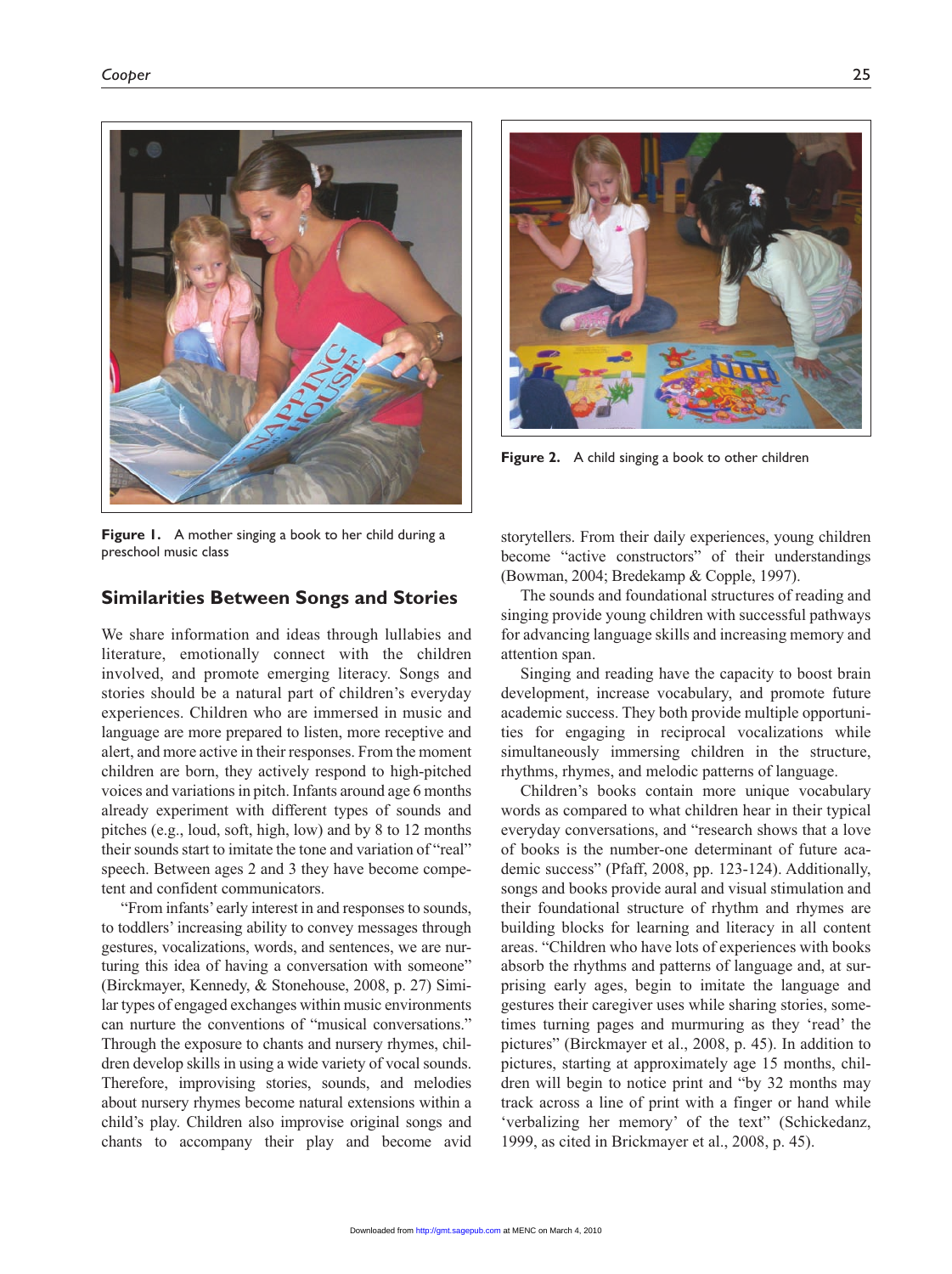Figure 1. A mother singing a book to her child during a preschool music class

Figure 2. A child singing a book to other children

## Similarities Between Songs and Stories

We share information and ideas through lullabies and literature, emotionally connect with the children involved, and promote emerging literacy. Songs and stories should be a natural part of children's everyday experiences. Children who are immersed in music and language are more prepared to listen, more receptive and alert, and more active in their responses. From the moment children are born, they actively respond to high-pitched voices and variations in pitch. Infants around age 6 months already experiment with different types of sounds and pitches (e.g., loud, soft, high, low) and by 8 to 12 months their sounds start to imitate the tone and variation of "real" speech. Between ages 2 and 3 they have become competent and confident communicators.

"From infants' early interest in and responses to sounds, to toddlers' increasing ability to convey messages through gestures, vocalizations, words, and sentences, we are nurturing this idea of having a conversation with someone" (Birckmayer, Kennedy, & Stonehouse, 2008, p. 27) Similar types of engaged exchanges within music environments can nurture the conventions of "musical conversations." Through the exposure to chants and nursery rhymes, children develop skills in using a wide variety of vocal sounds. Therefore, improvising stories, sounds, and melodies about nursery rhymes become natural extensions within a child's play. Children also improvise original songs and chants to accompany their play and become avid storytellers. From their daily experiences, young children become "active constructors" of their understandings (Bowman, 2004; Bredekamp & Copple, 1997).

The sounds and foundational structures of reading and singing provide young children with successful pathways for advancing language skills and increasing memory and attention span.

Singing and reading have the capacity to boost brain development, increase vocabulary, and promote future academic success. They both provide multiple opportunities for engaging in reciprocal vocalizations while simultaneously immersing children in the structure, rhythms, rhymes, and melodic patterns of language.

Children's books contain more unique vocabulary words as compared to what children hear in their typical everyday conversations, and "research shows that a love of books is the number-one determinant of future academic success" (Pfaff, 2008, pp. 123-124). Additionally, songs and books provide aural and visual stimulation and their foundational structure of rhythm and rhymes are building blocks for learning and literacy in all content areas. "Children who have lots of experiences with books absorb the rhythms and patterns of language and, at surprising early ages, begin to imitate the language and gestures their caregiver uses while sharing stories, sometimes turning pages and murmuring as they 'read' the pictures" (Birckmayer et al., 2008, p. 45). In addition to pictures, starting at approximately age 15 months, children will begin to notice print and "by 32 months may track across a line of print with a finger or hand while 'verbalizing her memory' of the text" (Schickedanz, 1999, as cited in Brickmayer et al., 2008, p. 45).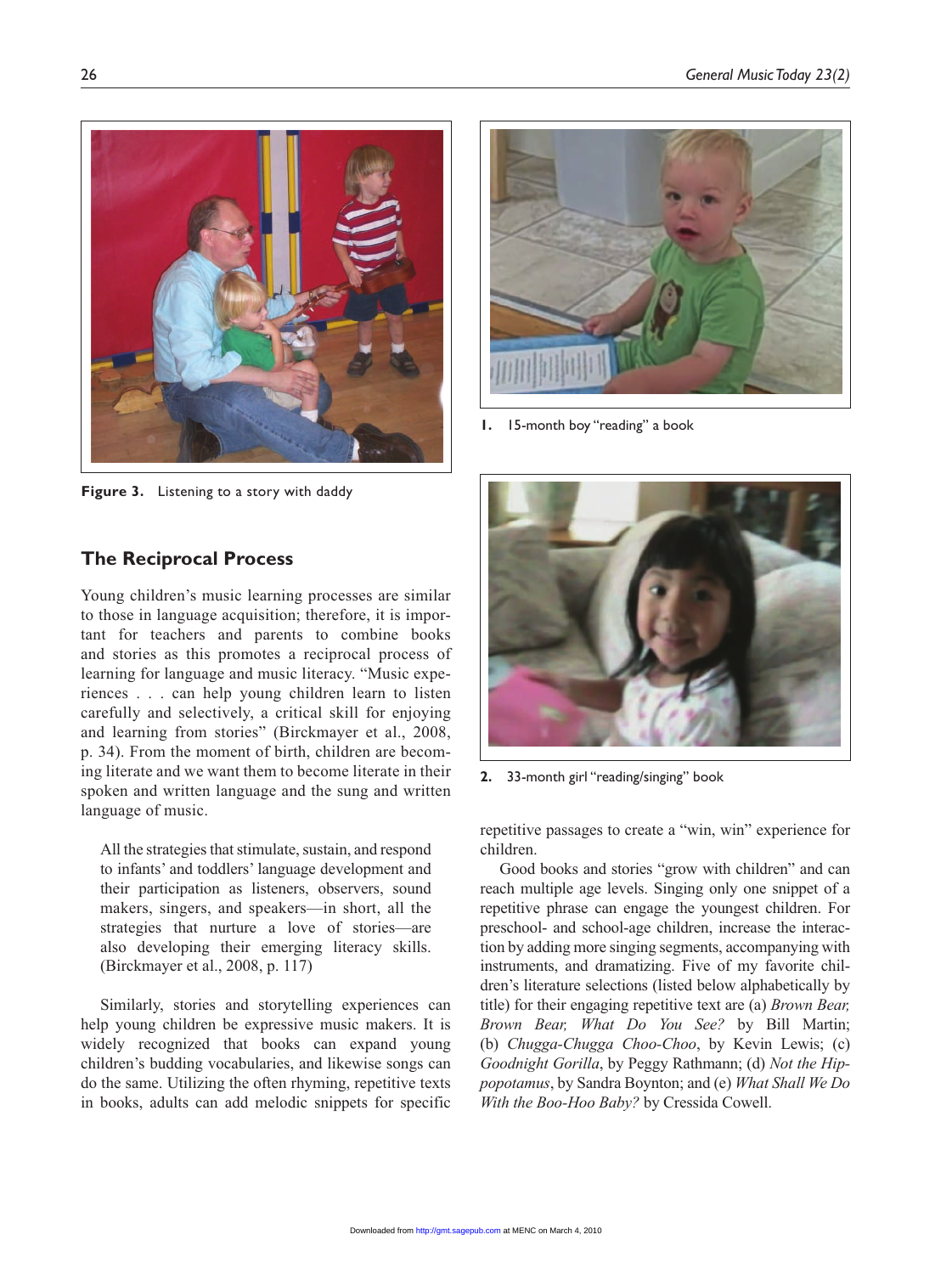Figure 3. Listening to a story with daddy

1. 15-month boy "reading" a book

2. 33-month girl "reading/singing" book

## The Reciprocal Process

Young children's music learning processes are similar to those in language acquisition; therefore, it is important for teachers and parents to combine books and stories as this promotes a reciprocal process of learning for language and music literacy. "Music experiences . . . can help young children learn to listen carefully and selectively, a critical skill for enjoying and learning from stories" (Birckmayer et al., 2008, p. 34). From the moment of birth, children are becoming literate and we want them to become literate in their spoken and written language and the sung and written language of music.

> All the strategies that stimulate, sustain, and respond to infants' and toddlers' language development and their participation as listeners, observers, sound makers, singers, and speakers—in short, all the strategies that nurture a love of stories—are also developing their emerging literacy skills. (Birckmayer et al., 2008, p. 117)

Similarly, stories and storytelling experiences can help young children be expressive music makers. It is widely recognized that books can expand young children's budding vocabularies, and likewise songs can do the same. Utilizing the often rhyming, repetitive texts in books, adults can add melodic snippets for specific repetitive passages to create a "win, win" experience for children.

Good books and stories "grow with children" and can reach multiple age levels. Singing only one snippet of a repetitive phrase can engage the youngest children. For preschool- and school-age children, increase the interaction by adding more singing segments, accompanying with instruments, and dramatizing. Five of my favorite children's literature selections (listed below alphabetically by title) for their engaging repetitive text are (a) *Brown Bear, Brown Bear, What Do You See?* by Bill Martin; (b) *Chugga-Chugga Choo-Choo*, by Kevin Lewis; (c) *Goodnight Gorilla*, by Peggy Rathmann; (d) *Not the Hippopotamus*, by Sandra Boynton; and (e) *What Shall We Do With the Boo-Hoo Baby?* by Cressida Cowell.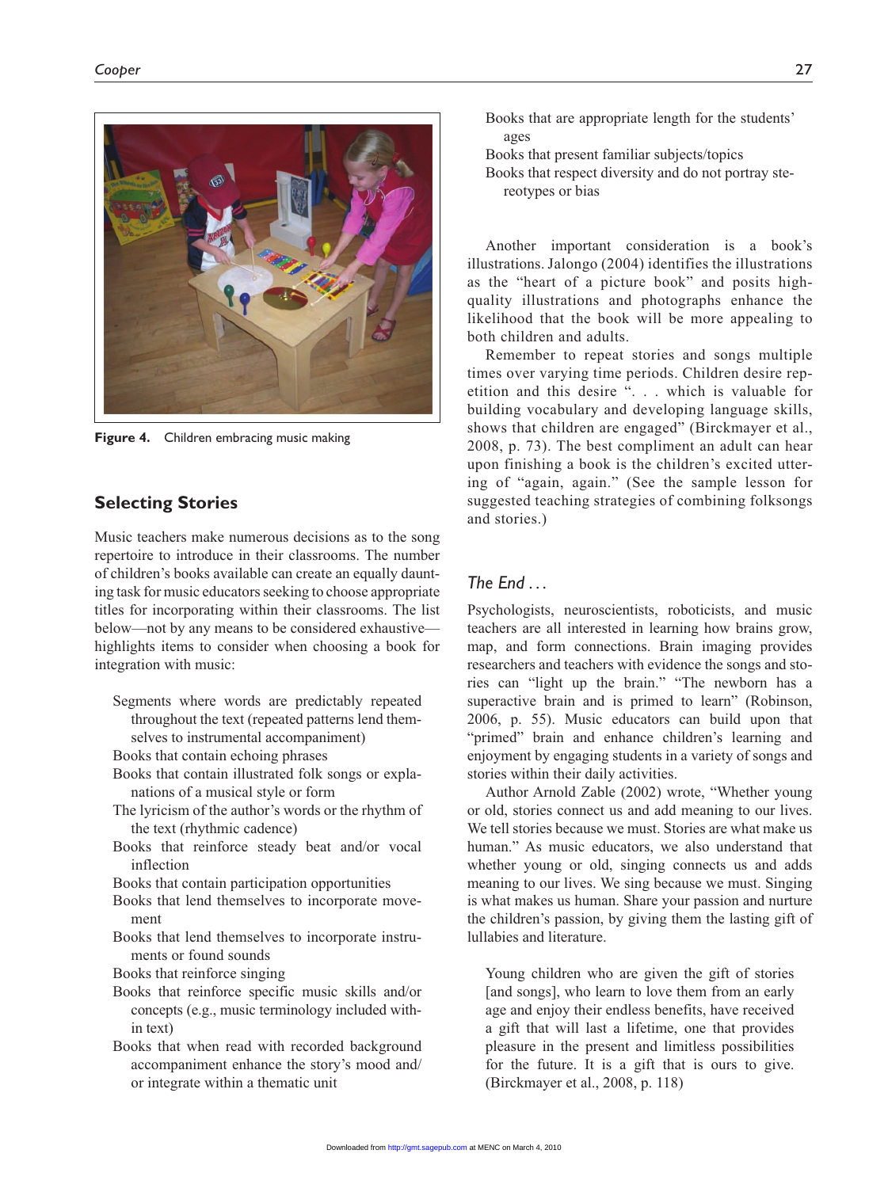Figure 4. Children embracing music making

## Selecting Stories

Music teachers make numerous decisions as to the song repertoire to introduce in their classrooms. The number of children's books available can create an equally daunting task for music educators seeking to choose appropriate titles for incorporating within their classrooms. The list below—not by any means to be considered exhaustive—highlights items to consider when choosing a book for integration with music:

- Segments where words are predictably repeated throughout the text (repeated patterns lend themselves to instrumental accompaniment)
- Books that contain echoing phrases
- Books that contain illustrated folk songs or explanations of a musical style or form
- The lyricism of the author's words or the rhythm of the text (rhythmic cadence)
- Books that reinforce steady beat and/or vocal inflection
- Books that contain participation opportunities
- Books that lend themselves to incorporate movement
- Books that lend themselves to incorporate instruments or found sounds
- Books that reinforce singing
- Books that reinforce specific music skills and/or concepts (e.g., music terminology included within text)
- Books that when read with recorded background accompaniment enhance the story's mood and/or integrate within a thematic unit
- Books that are appropriate length for the students' ages
- Books that present familiar subjects/topics
- Books that respect diversity and do not portray stereotypes or bias

Another important consideration is a book's illustrations. Jalongo (2004) identifies the illustrations as the "heart of a picture book" and posits high-quality illustrations and photographs enhance the likelihood that the book will be more appealing to both children and adults.

Remember to repeat stories and songs multiple times over varying time periods. Children desire repetition and this desire ". . . which is valuable for building vocabulary and developing language skills, shows that children are engaged" (Birckmayer et al., 2008, p. 73). The best compliment an adult can hear upon finishing a book is the children's excited uttering of "again, again." (See the sample lesson for suggested teaching strategies of combining folksongs and stories.)

### *The End . . .*

Psychologists, neuroscientists, roboticists, and music teachers are all interested in learning how brains grow, map, and form connections. Brain imaging provides researchers and teachers with evidence the songs and stories can "light up the brain." "The newborn has a superactive brain and is primed to learn" (Robinson, 2006, p. 55). Music educators can build upon that "primed" brain and enhance children's learning and enjoyment by engaging students in a variety of songs and stories within their daily activities.

Author Arnold Zable (2002) wrote, "Whether young or old, stories connect us and add meaning to our lives. We tell stories because we must. Stories are what make us human." As music educators, we also understand that whether young or old, singing connects us and adds meaning to our lives. We sing because we must. Singing is what makes us human. Share your passion and nurture the children's passion, by giving them the lasting gift of lullabies and literature.

> Young children who are given the gift of stories [and songs], who learn to love them from an early age and enjoy their endless benefits, have received a gift that will last a lifetime, one that provides pleasure in the present and limitless possibilities for the future. It is a gift that is ours to give. (Birckmayer et al., 2008, p. 118)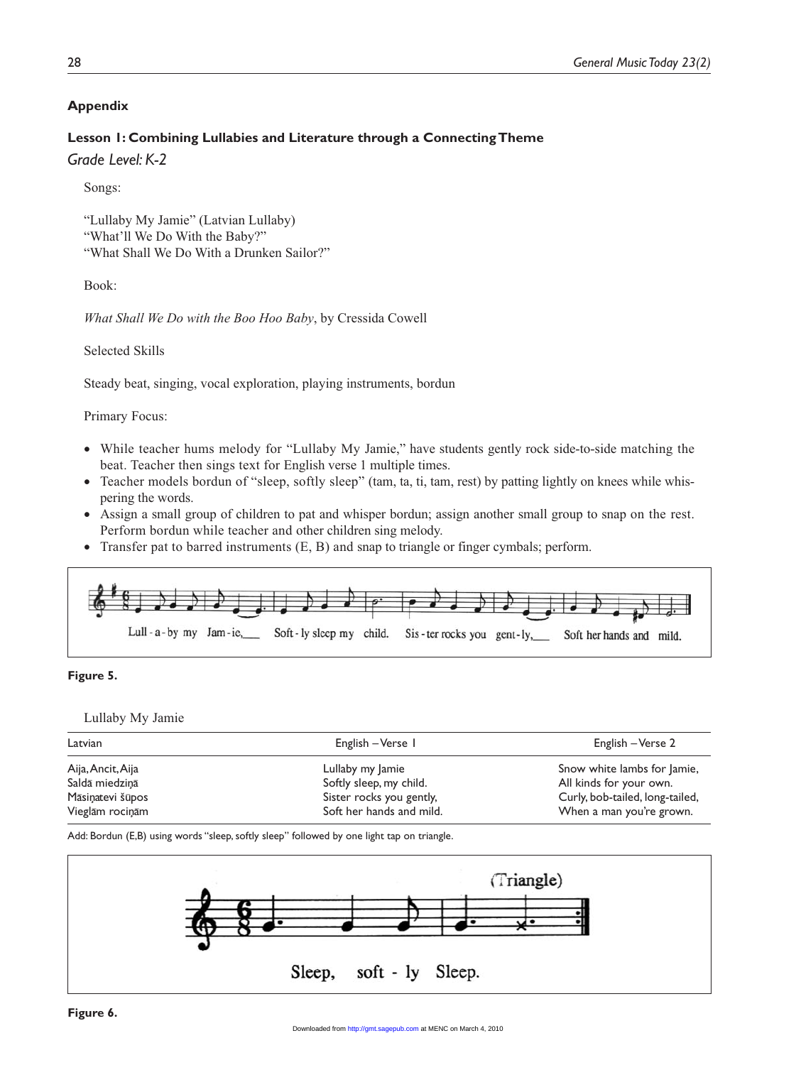## Appendix

### Lesson 1: Combining Lullabies and Literature through a Connecting Theme

*Grade Level: K-2*

Songs:

"Lullaby My Jamie" (Latvian Lullaby)
"What'll We Do With the Baby?"
"What Shall We Do With a Drunken Sailor?"

Book:

*What Shall We Do with the Boo Hoo Baby*, by Cressida Cowell

Selected Skills

Steady beat, singing, vocal exploration, playing instruments, bordun

Primary Focus:

- While teacher hums melody for "Lullaby My Jamie," have students gently rock side-to-side matching the beat. Teacher then sings text for English verse 1 multiple times.
- Teacher models bordun of "sleep, softly sleep" (tam, ta, ti, tam, rest) by patting lightly on knees while whispering the words.
- Assign a small group of children to pat and whisper bordun; assign another small group to snap on the rest. Perform bordun while teacher and other children sing melody.
- Transfer pat to barred instruments (E, B) and snap to triangle or finger cymbals; perform.

Lull - a - by my Jam - ie,\_\_\_ Soft - ly sleep my child. Sis - ter rocks you gent - ly,\_\_\_ Soft her hands and mild.

**Figure 5.**

Lullaby My Jamie

| Latvian | English – Verse 1 | English – Verse 2 |
|---|---|---|
| Aija, Ancit, Aija<br>Saldā miedziņā<br>Māsiņatevi šūpos<br>Vieglām rociņām | Lullaby my Jamie<br>Softly sleep, my child.<br>Sister rocks you gently,<br>Soft her hands and mild. | Snow white lambs for Jamie,<br>All kinds for your own.<br>Curly, bob-tailed, long-tailed,<br>When a man you're grown. |

Add: Bordun (E,B) using words "sleep, softly sleep" followed by one light tap on triangle.

(Triangle)

Sleep, soft - ly Sleep.

**Figure 6.**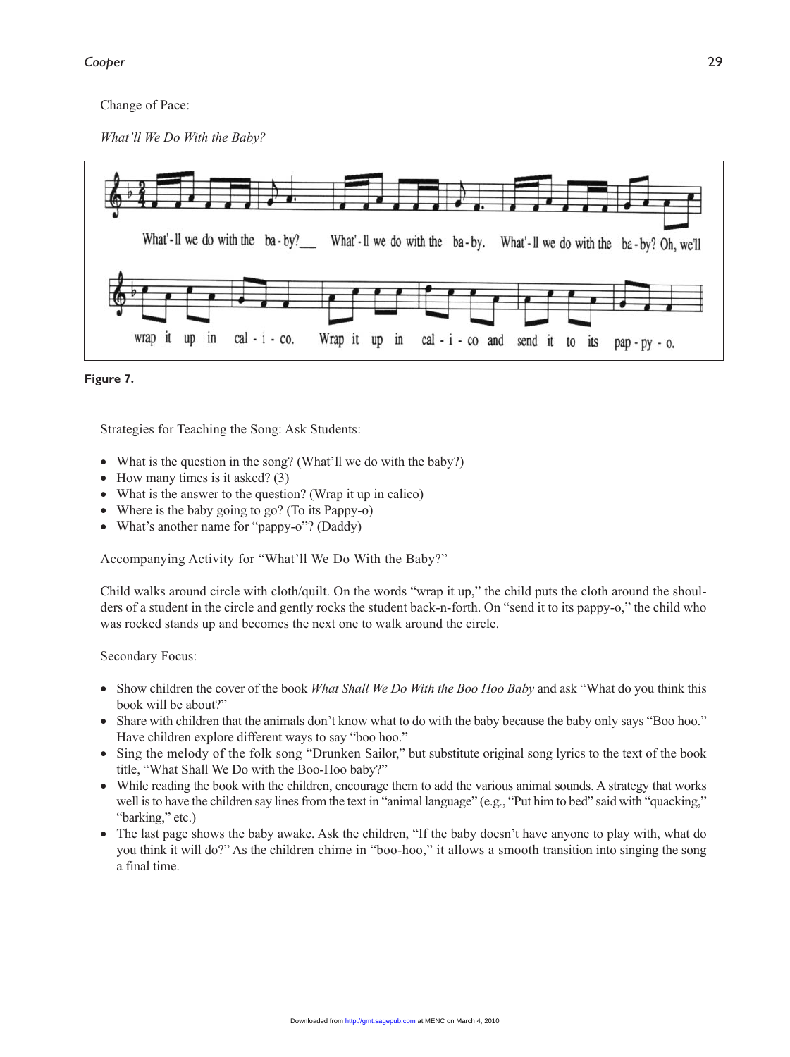Change of Pace:

*What'll We Do With the Baby?*

**Figure 7.**

Strategies for Teaching the Song: Ask Students:

- What is the question in the song? (What'll we do with the baby?)
- How many times is it asked? (3)
- What is the answer to the question? (Wrap it up in calico)
- Where is the baby going to go? (To its Pappy-o)
- What's another name for "pappy-o"? (Daddy)

Accompanying Activity for "What'll We Do With the Baby?"

Child walks around circle with cloth/quilt. On the words "wrap it up," the child puts the cloth around the shoulders of a student in the circle and gently rocks the student back-n-forth. On "send it to its pappy-o," the child who was rocked stands up and becomes the next one to walk around the circle.

Secondary Focus:

- Show children the cover of the book *What Shall We Do With the Boo Hoo Baby* and ask "What do you think this book will be about?"
- Share with children that the animals don't know what to do with the baby because the baby only says "Boo hoo." Have children explore different ways to say "boo hoo."
- Sing the melody of the folk song "Drunken Sailor," but substitute original song lyrics to the text of the book title, "What Shall We Do with the Boo-Hoo baby?"
- While reading the book with the children, encourage them to add the various animal sounds. A strategy that works well is to have the children say lines from the text in "animal language" (e.g., "Put him to bed" said with "quacking," "barking," etc.)
- The last page shows the baby awake. Ask the children, "If the baby doesn't have anyone to play with, what do you think it will do?" As the children chime in "boo-hoo," it allows a smooth transition into singing the song a final time.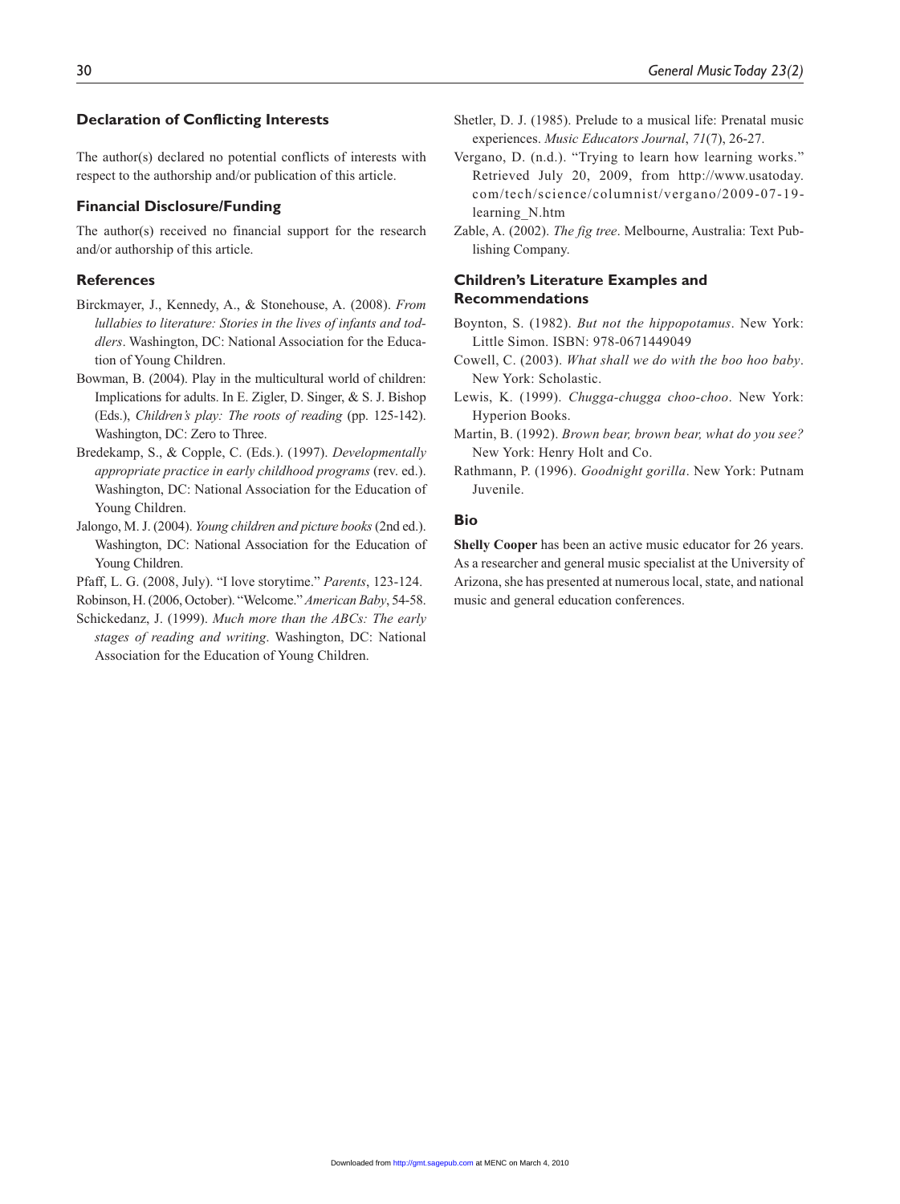## Declaration of Conflicting Interests

The author(s) declared no potential conflicts of interests with respect to the authorship and/or publication of this article.

## Financial Disclosure/Funding

The author(s) received no financial support for the research and/or authorship of this article.

## References

Birckmayer, J., Kennedy, A., & Stonehouse, A. (2008). *From lullabies to literature: Stories in the lives of infants and toddlers*. Washington, DC: National Association for the Education of Young Children.

Bowman, B. (2004). Play in the multicultural world of children: Implications for adults. In E. Zigler, D. Singer, & S. J. Bishop (Eds.), *Children's play: The roots of reading* (pp. 125-142). Washington, DC: Zero to Three.

Bredekamp, S., & Copple, C. (Eds.). (1997). *Developmentally appropriate practice in early childhood programs* (rev. ed.). Washington, DC: National Association for the Education of Young Children.

Jalongo, M. J. (2004). *Young children and picture books* (2nd ed.). Washington, DC: National Association for the Education of Young Children.

Pfaff, L. G. (2008, July). "I love storytime." *Parents*, 123-124.

Robinson, H. (2006, October). "Welcome." *American Baby*, 54-58.

Schickedanz, J. (1999). *Much more than the ABCs: The early stages of reading and writing*. Washington, DC: National Association for the Education of Young Children.

Shetler, D. J. (1985). Prelude to a musical life: Prenatal music experiences. *Music Educators Journal*, *71*(7), 26-27.

Vergano, D. (n.d.). "Trying to learn how learning works." Retrieved July 20, 2009, from http://www.usatoday.com/tech/science/columnist/vergano/2009-07-19-learning_N.htm

Zable, A. (2002). *The fig tree*. Melbourne, Australia: Text Publishing Company.

## Children's Literature Examples and Recommendations

Boynton, S. (1982). *But not the hippopotamus*. New York: Little Simon. ISBN: 978-0671449049

Cowell, C. (2003). *What shall we do with the boo hoo baby*. New York: Scholastic.

Lewis, K. (1999). *Chugga-chugga choo-choo*. New York: Hyperion Books.

Martin, B. (1992). *Brown bear, brown bear, what do you see?* New York: Henry Holt and Co.

Rathmann, P. (1996). *Goodnight gorilla*. New York: Putnam Juvenile.

## Bio

**Shelly Cooper** has been an active music educator for 26 years. As a researcher and general music specialist at the University of Arizona, she has presented at numerous local, state, and national music and general education conferences.